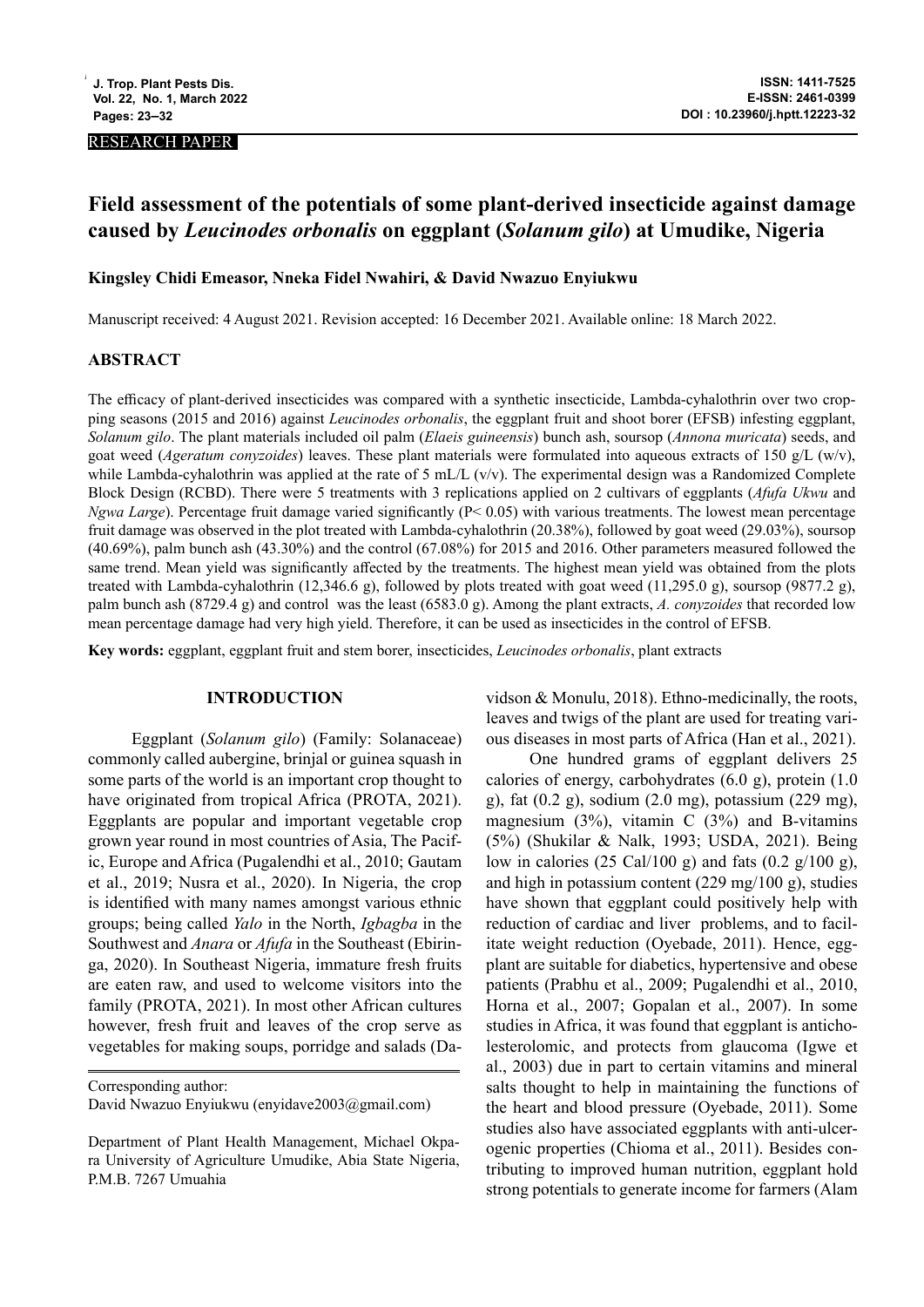RESEARCH PAPER

# Field assessment of the potentials of some plant-derived insecticide against damage caused by *Leucinodes orbonalis* on eggplant (*Solanum gilo*) at Umudike, Nigeria

**Kingsley Chidi Emeasor, Nneka Fidel Nwahiri, & David Nwazuo Enyiukwu**

Manuscript received: 4 August 2021. Revision accepted: 16 December 2021. Available online: 18 March 2022.

## ABSTRACT

The efficacy of plant-derived insecticides was compared with a synthetic insecticide, Lambda-cyhalothrin over two cropping seasons (2015 and 2016) against *Leucinodes orbonalis*, the eggplant fruit and shoot borer (EFSB) infesting eggplant, *Solanum gilo*. The plant materials included oil palm (*Elaeis guineensis*) bunch ash, soursop (*Annona muricata*) seeds, and goat weed (*Ageratum conyzoides*) leaves. These plant materials were formulated into aqueous extracts of 150 g/L (w/v), while Lambda-cyhalothrin was applied at the rate of 5 mL/L (v/v). The experimental design was a Randomized Complete Block Design (RCBD). There were 5 treatments with 3 replications applied on 2 cultivars of eggplants (*Afufa Ukwu* and *Ngwa Large*). Percentage fruit damage varied significantly ($P < 0.05$) with various treatments. The lowest mean percentage fruit damage was observed in the plot treated with Lambda-cyhalothrin (20.38%), followed by goat weed (29.03%), soursop (40.69%), palm bunch ash (43.30%) and the control (67.08%) for 2015 and 2016. Other parameters measured followed the same trend. Mean yield was significantly affected by the treatments. The highest mean yield was obtained from the plots treated with Lambda-cyhalothrin (12,346.6 g), followed by plots treated with goat weed (11,295.0 g), soursop (9877.2 g), palm bunch ash (8729.4 g) and control was the least (6583.0 g). Among the plant extracts, *A. conyzoides* that recorded low mean percentage damage had very high yield. Therefore, it can be used as insecticides in the control of EFSB.

**Key words:** eggplant, eggplant fruit and stem borer, insecticides, *Leucinodes orbonalis*, plant extracts

## INTRODUCTION

Eggplant (*Solanum gilo*) (Family: Solanaceae) commonly called aubergine, brinjal or guinea squash in some parts of the world is an important crop thought to have originated from tropical Africa (PROTA, 2021). Eggplants are popular and important vegetable crop grown year round in most countries of Asia, The Pacific, Europe and Africa (Pugalendhi et al., 2010; Gautam et al., 2019; Nusra et al., 2020). In Nigeria, the crop is identified with many names amongst various ethnic groups; being called *Yalo* in the North, *Igbagba* in the Southwest and *Anara* or *Afufa* in the Southeast (Ebiringa, 2020). In Southeast Nigeria, immature fresh fruits are eaten raw, and used to welcome visitors into the family (PROTA, 2021). In most other African cultures however, fresh fruit and leaves of the crop serve as vegetables for making soups, porridge and salads (Davidson & Monulu, 2018). Ethno-medicinally, the roots, leaves and twigs of the plant are used for treating various diseases in most parts of Africa (Han et al., 2021).

One hundred grams of eggplant delivers 25 calories of energy, carbohydrates (6.0 g), protein (1.0 g), fat (0.2 g), sodium (2.0 mg), potassium (229 mg), magnesium (3%), vitamin C (3%) and B-vitamins (5%) (Shukilar & Nalk, 1993; USDA, 2021). Being low in calories (25 Cal/100 g) and fats (0.2 g/100 g), and high in potassium content (229 mg/100 g), studies have shown that eggplant could positively help with reduction of cardiac and liver problems, and to facilitate weight reduction (Oyebade, 2011). Hence, eggplant are suitable for diabetics, hypertensive and obese patients (Prabhu et al., 2009; Pugalendhi et al., 2010, Horna et al., 2007; Gopalan et al., 2007). In some studies in Africa, it was found that eggplant is anticholesterolomic, and protects from glaucoma (Igwe et al., 2003) due in part to certain vitamins and mineral salts thought to help in maintaining the functions of the heart and blood pressure (Oyebade, 2011). Some studies also have associated eggplants with anti-ulcerogenic properties (Chioma et al., 2011). Besides contributing to improved human nutrition, eggplant hold strong potentials to generate income for farmers (Alam

Corresponding author:
David Nwazuo Enyiukwu (enyidave2003@gmail.com)

Department of Plant Health Management, Michael Okpara University of Agriculture Umudike, Abia State Nigeria, P.M.B. 7267 Umuahia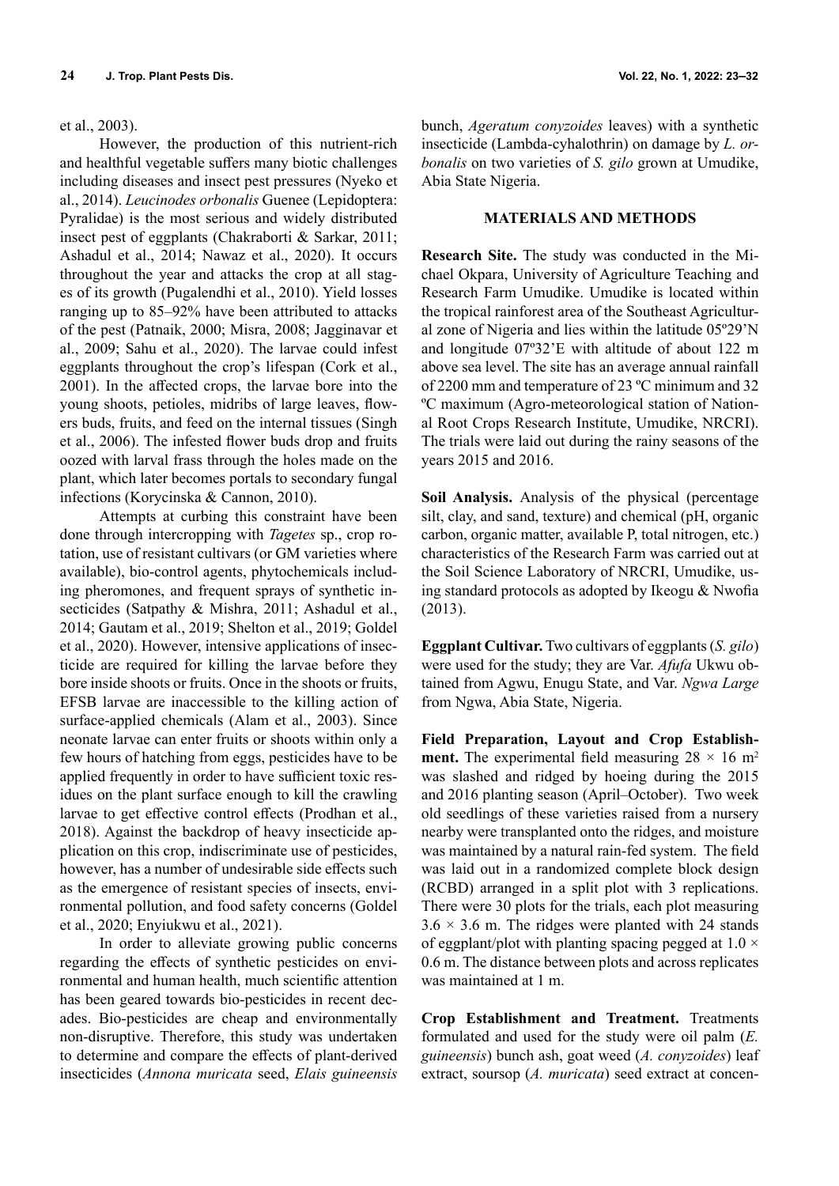et al., 2003).

However, the production of this nutrient-rich and healthful vegetable suffers many biotic challenges including diseases and insect pest pressures (Nyeko et al., 2014). *Leucinodes orbonalis* Guenee (Lepidoptera: Pyralidae) is the most serious and widely distributed insect pest of eggplants (Chakraborti & Sarkar, 2011; Ashadul et al., 2014; Nawaz et al., 2020). It occurs throughout the year and attacks the crop at all stages of its growth (Pugalendhi et al., 2010). Yield losses ranging up to 85–92% have been attributed to attacks of the pest (Patnaik, 2000; Misra, 2008; Jagginavar et al., 2009; Sahu et al., 2020). The larvae could infest eggplants throughout the crop's lifespan (Cork et al., 2001). In the affected crops, the larvae bore into the young shoots, petioles, midribs of large leaves, flowers buds, fruits, and feed on the internal tissues (Singh et al., 2006). The infested flower buds drop and fruits oozed with larval frass through the holes made on the plant, which later becomes portals to secondary fungal infections (Korycinska & Cannon, 2010).

Attempts at curbing this constraint have been done through intercropping with *Tagetes* sp., crop rotation, use of resistant cultivars (or GM varieties where available), bio-control agents, phytochemicals including pheromones, and frequent sprays of synthetic insecticides (Satpathy & Mishra, 2011; Ashadul et al., 2014; Gautam et al., 2019; Shelton et al., 2019; Goldel et al., 2020). However, intensive applications of insecticide are required for killing the larvae before they bore inside shoots or fruits. Once in the shoots or fruits, EFSB larvae are inaccessible to the killing action of surface-applied chemicals (Alam et al., 2003). Since neonate larvae can enter fruits or shoots within only a few hours of hatching from eggs, pesticides have to be applied frequently in order to have sufficient toxic residues on the plant surface enough to kill the crawling larvae to get effective control effects (Prodhan et al., 2018). Against the backdrop of heavy insecticide application on this crop, indiscriminate use of pesticides, however, has a number of undesirable side effects such as the emergence of resistant species of insects, environmental pollution, and food safety concerns (Goldel et al., 2020; Enyiukwu et al., 2021).

In order to alleviate growing public concerns regarding the effects of synthetic pesticides on environmental and human health, much scientific attention has been geared towards bio-pesticides in recent decades. Bio-pesticides are cheap and environmentally non-disruptive. Therefore, this study was undertaken to determine and compare the effects of plant-derived insecticides (*Annona muricata* seed, *Elais guineensis* bunch, *Ageratum conyzoides* leaves) with a synthetic insecticide (Lambda-cyhalothrin) on damage by *L. orbonalis* on two varieties of *S. gilo* grown at Umudike, Abia State Nigeria.

## MATERIALS AND METHODS

**Research Site.** The study was conducted in the Michael Okpara, University of Agriculture Teaching and Research Farm Umudike. Umudike is located within the tropical rainforest area of the Southeast Agricultural zone of Nigeria and lies within the latitude 05º29'N and longitude 07º32'E with altitude of about 122 m above sea level. The site has an average annual rainfall of 2200 mm and temperature of 23 ºC minimum and 32 ºC maximum (Agro-meteorological station of National Root Crops Research Institute, Umudike, NRCRI). The trials were laid out during the rainy seasons of the years 2015 and 2016.

**Soil Analysis.** Analysis of the physical (percentage silt, clay, and sand, texture) and chemical (pH, organic carbon, organic matter, available P, total nitrogen, etc.) characteristics of the Research Farm was carried out at the Soil Science Laboratory of NRCRI, Umudike, using standard protocols as adopted by Ikeogu & Nwofia (2013).

**Eggplant Cultivar.** Two cultivars of eggplants (*S. gilo*) were used for the study; they are Var. *Afufa* Ukwu obtained from Agwu, Enugu State, and Var. *Ngwa Large* from Ngwa, Abia State, Nigeria.

**Field Preparation, Layout and Crop Establishment.** The experimental field measuring $28 \times 16$ m$^2$ was slashed and ridged by hoeing during the 2015 and 2016 planting season (April–October). Two week old seedlings of these varieties raised from a nursery nearby were transplanted onto the ridges, and moisture was maintained by a natural rain-fed system. The field was laid out in a randomized complete block design (RCBD) arranged in a split plot with 3 replications. There were 30 plots for the trials, each plot measuring $3.6 \times 3.6$ m. The ridges were planted with 24 stands of eggplant/plot with planting spacing pegged at $1.0 \times 0.6$ m. The distance between plots and across replicates was maintained at 1 m.

**Crop Establishment and Treatment.** Treatments formulated and used for the study were oil palm (*E. guineensis*) bunch ash, goat weed (*A. conyzoides*) leaf extract, soursop (*A. muricata*) seed extract at concen-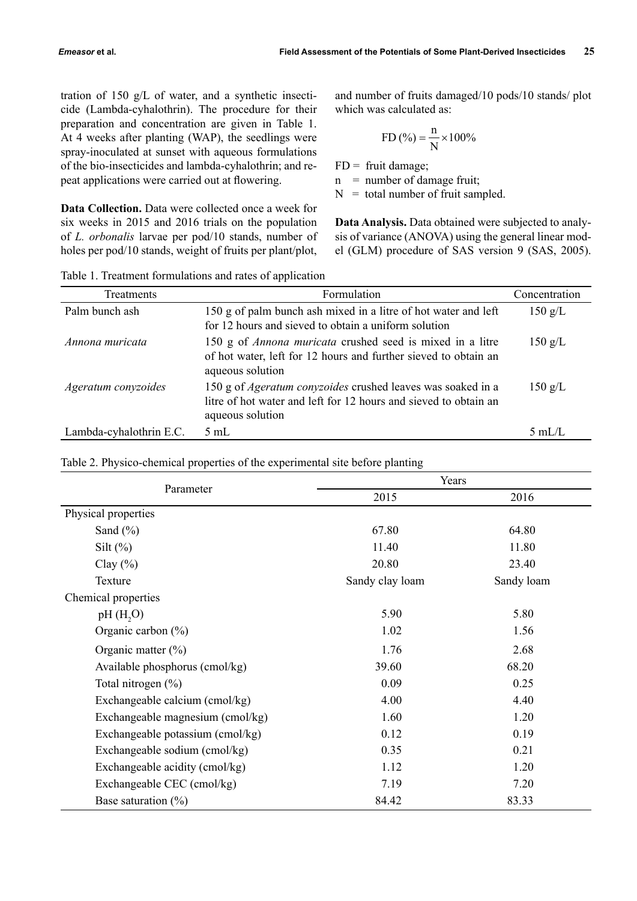tration of 150 g/L of water, and a synthetic insecticide (Lambda-cyhalothrin). The procedure for their preparation and concentration are given in Table 1. At 4 weeks after planting (WAP), the seedlings were spray-inoculated at sunset with aqueous formulations of the bio-insecticides and lambda-cyhalothrin; and repeat applications were carried out at flowering.

**Data Collection.** Data were collected once a week for six weeks in 2015 and 2016 trials on the population of *L. orbonalis* larvae per pod/10 stands, number of holes per pod/10 stands, weight of fruits per plant/plot, and number of fruits damaged/10 pods/10 stands/ plot which was calculated as:

$$FD\ (\%) = \frac{n}{N} \times 100\%$$

FD = fruit damage;
n = number of damage fruit;
N = total number of fruit sampled.

**Data Analysis.** Data obtained were subjected to analysis of variance (ANOVA) using the general linear model (GLM) procedure of SAS version 9 (SAS, 2005).

Table 1. Treatment formulations and rates of application

| Treatments | Formulation | Concentration |
|---|---|---|
| Palm bunch ash | 150 g of palm bunch ash mixed in a litre of hot water and left for 12 hours and sieved to obtain a uniform solution | 150 g/L |
| *Annona muricata* | 150 g of *Annona muricata* crushed seed is mixed in a litre of hot water, left for 12 hours and further sieved to obtain an aqueous solution | 150 g/L |
| *Ageratum conyzoides* | 150 g of *Ageratum conyzoides* crushed leaves was soaked in a litre of hot water and left for 12 hours and sieved to obtain an aqueous solution | 150 g/L |
| Lambda-cyhalothrin E.C. | 5 mL | 5 mL/L |

Table 2. Physico-chemical properties of the experimental site before planting

| Parameter | Years | |
|---|---|---|
| | 2015 | 2016 |
| Physical properties | | |
| Sand (%) | 67.80 | 64.80 |
| Silt (%) | 11.40 | 11.80 |
| Clay (%) | 20.80 | 23.40 |
| Texture | Sandy clay loam | Sandy loam |
| Chemical properties | | |
| pH ($H_2O$) | 5.90 | 5.80 |
| Organic carbon (%) | 1.02 | 1.56 |
| Organic matter (%) | 1.76 | 2.68 |
| Available phosphorus (cmol/kg) | 39.60 | 68.20 |
| Total nitrogen (%) | 0.09 | 0.25 |
| Exchangeable calcium (cmol/kg) | 4.00 | 4.40 |
| Exchangeable magnesium (cmol/kg) | 1.60 | 1.20 |
| Exchangeable potassium (cmol/kg) | 0.12 | 0.19 |
| Exchangeable sodium (cmol/kg) | 0.35 | 0.21 |
| Exchangeable acidity (cmol/kg) | 1.12 | 1.20 |
| Exchangeable CEC (cmol/kg) | 7.19 | 7.20 |
| Base saturation (%) | 84.42 | 83.33 |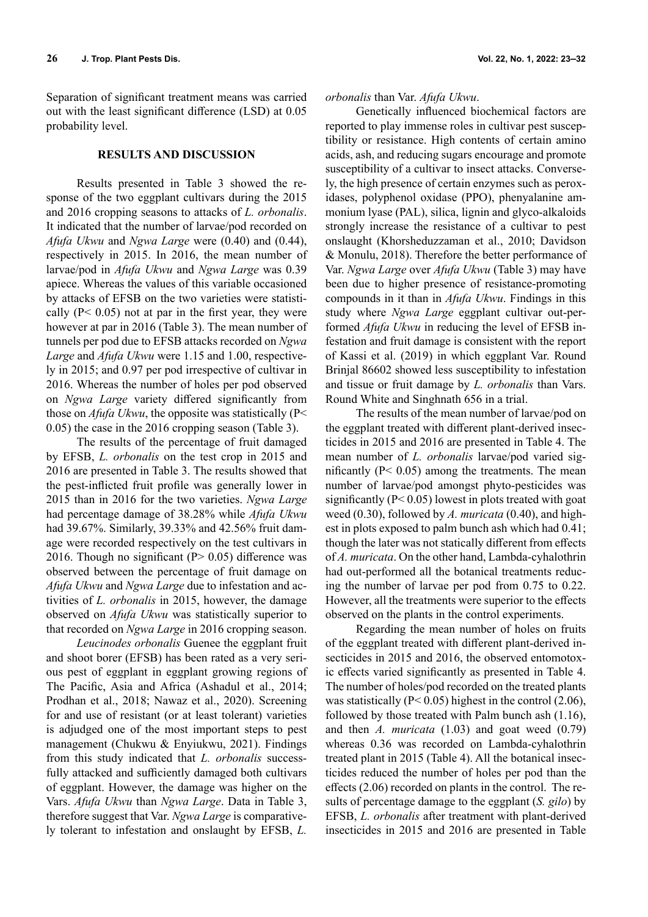Separation of significant treatment means was carried out with the least significant difference (LSD) at 0.05 probability level.

## RESULTS AND DISCUSSION

Results presented in Table 3 showed the response of the two eggplant cultivars during the 2015 and 2016 cropping seasons to attacks of *L. orbonalis*. It indicated that the number of larvae/pod recorded on *Afufa Ukwu* and *Ngwa Large* were (0.40) and (0.44), respectively in 2015. In 2016, the mean number of larvae/pod in *Afufa Ukwu* and *Ngwa Large* was 0.39 apiece. Whereas the values of this variable occasioned by attacks of EFSB on the two varieties were statistically ($P < 0.05$) not at par in the first year, they were however at par in 2016 (Table 3). The mean number of tunnels per pod due to EFSB attacks recorded on *Ngwa Large* and *Afufa Ukwu* were 1.15 and 1.00, respectively in 2015; and 0.97 per pod irrespective of cultivar in 2016. Whereas the number of holes per pod observed on *Ngwa Large* variety differed significantly from those on *Afufa Ukwu*, the opposite was statistically ($P < 0.05$) the case in the 2016 cropping season (Table 3).

The results of the percentage of fruit damaged by EFSB, *L. orbonalis* on the test crop in 2015 and 2016 are presented in Table 3. The results showed that the pest-inflicted fruit profile was generally lower in 2015 than in 2016 for the two varieties. *Ngwa Large* had percentage damage of 38.28% while *Afufa Ukwu* had 39.67%. Similarly, 39.33% and 42.56% fruit damage were recorded respectively on the test cultivars in 2016. Though no significant ($P > 0.05$) difference was observed between the percentage of fruit damage on *Afufa Ukwu* and *Ngwa Large* due to infestation and activities of *L. orbonalis* in 2015, however, the damage observed on *Afufa Ukwu* was statistically superior to that recorded on *Ngwa Large* in 2016 cropping season.

*Leucinodes orbonalis* Guenee the eggplant fruit and shoot borer (EFSB) has been rated as a very serious pest of eggplant in eggplant growing regions of The Pacific, Asia and Africa (Ashadul et al., 2014; Prodhan et al., 2018; Nawaz et al., 2020). Screening for and use of resistant (or at least tolerant) varieties is adjudged one of the most important steps to pest management (Chukwu & Enyiukwu, 2021). Findings from this study indicated that *L. orbonalis* successfully attacked and sufficiently damaged both cultivars of eggplant. However, the damage was higher on the Vars. *Afufa Ukwu* than *Ngwa Large*. Data in Table 3, therefore suggest that Var. *Ngwa Large* is comparatively tolerant to infestation and onslaught by EFSB, *L. orbonalis* than Var. *Afufa Ukwu*.

Genetically influenced biochemical factors are reported to play immense roles in cultivar pest susceptibility or resistance. High contents of certain amino acids, ash, and reducing sugars encourage and promote susceptibility of a cultivar to insect attacks. Conversely, the high presence of certain enzymes such as peroxidases, polyphenol oxidase (PPO), phenyalanine ammonium lyase (PAL), silica, lignin and glyco-alkaloids strongly increase the resistance of a cultivar to pest onslaught (Khorsheduzzaman et al., 2010; Davidson & Monulu, 2018). Therefore the better performance of Var. *Ngwa Large* over *Afufa Ukwu* (Table 3) may have been due to higher presence of resistance-promoting compounds in it than in *Afufa Ukwu*. Findings in this study where *Ngwa Large* eggplant cultivar out-performed *Afufa Ukwu* in reducing the level of EFSB infestation and fruit damage is consistent with the report of Kassi et al. (2019) in which eggplant Var. Round Brinjal 86602 showed less susceptibility to infestation and tissue or fruit damage by *L. orbonalis* than Vars. Round White and Singhnath 656 in a trial.

The results of the mean number of larvae/pod on the eggplant treated with different plant-derived insecticides in 2015 and 2016 are presented in Table 4. The mean number of *L. orbonalis* larvae/pod varied significantly ($P < 0.05$) among the treatments. The mean number of larvae/pod amongst phyto-pesticides was significantly ($P < 0.05$) lowest in plots treated with goat weed (0.30), followed by *A. muricata* (0.40), and highest in plots exposed to palm bunch ash which had 0.41; though the later was not statically different from effects of *A. muricata*. On the other hand, Lambda-cyhalothrin had out-performed all the botanical treatments reducing the number of larvae per pod from 0.75 to 0.22. However, all the treatments were superior to the effects observed on the plants in the control experiments.

Regarding the mean number of holes on fruits of the eggplant treated with different plant-derived insecticides in 2015 and 2016, the observed entomotoxic effects varied significantly as presented in Table 4. The number of holes/pod recorded on the treated plants was statistically ($P < 0.05$) highest in the control (2.06), followed by those treated with Palm bunch ash (1.16), and then *A. muricata* (1.03) and goat weed (0.79) whereas 0.36 was recorded on Lambda-cyhalothrin treated plant in 2015 (Table 4). All the botanical insecticides reduced the number of holes per pod than the effects (2.06) recorded on plants in the control. The results of percentage damage to the eggplant (*S. gilo*) by EFSB, *L. orbonalis* after treatment with plant-derived insecticides in 2015 and 2016 are presented in Table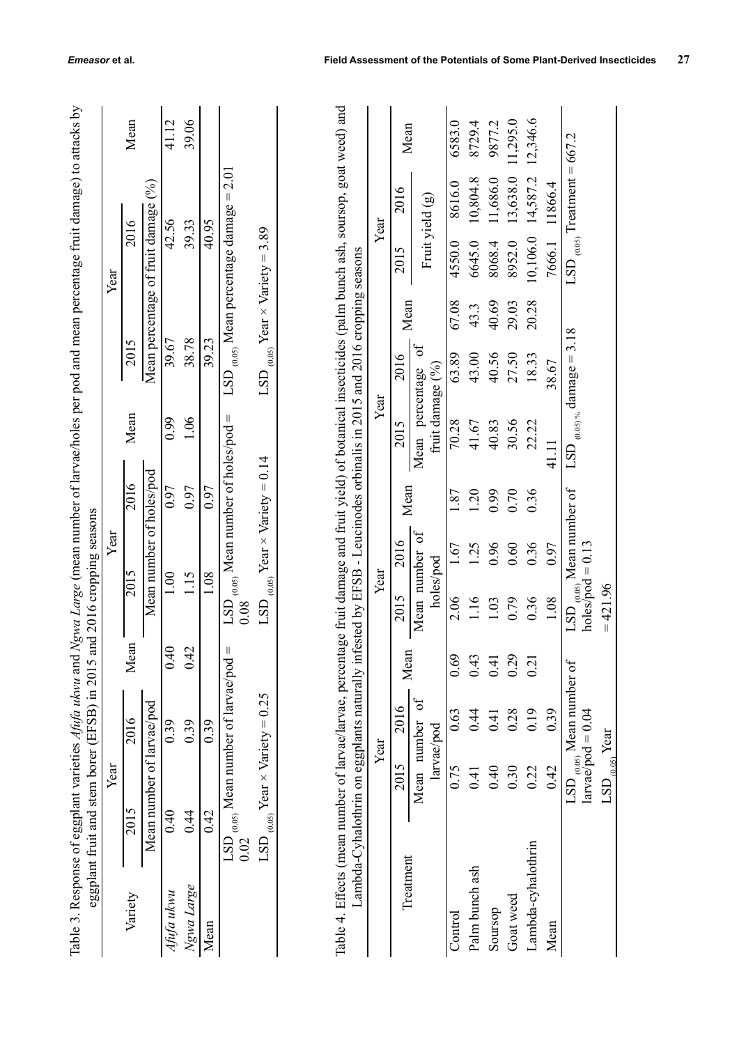Table 3. Response of eggplant varieties *Afufa ukwu* and *Ngwa Large* (mean number of larvae/holes per pod and mean percentage fruit damage) to attacks by eggplant fruit and stem borer (EFSB) in 2015 and 2016 cropping seasons

| Variety | Year | | Mean | Year | | Mean | Year | | Mean |
|---|---|---|---|---|---|---|---|---|---|
| | 2015 | 2016 | | 2015 | 2016 | | 2015 | 2016 | |
| | Mean number of larvae/pod | | | Mean number of holes/pod | | | Mean percentage of fruit damage (%) | | |
| *Afufa ukwu* | 0.40 | 0.39 | 0.40 | 1.00 | 0.97 | 0.99 | 39.67 | 42.56 | 41.12 |
| *Ngwa Large* | 0.44 | 0.39 | 0.42 | 1.15 | 0.97 | 1.06 | 38.78 | 39.33 | 39.06 |
| Mean | 0.42 | 0.39 | | 1.08 | 0.97 | | 39.23 | 40.95 | |
| | $LSD_{(0.05)}$ Mean number of larvae/pod = 0.02 | | | $LSD_{(0.05)}$ Mean number of holes/pod = 0.08 | | | $LSD_{(0.05)}$ Mean percentage damage = 2.01 | | |
| | $LSD_{(0.05)}$ Year × Variety = 0.25 | | | $LSD_{(0.05)}$ Year × Variety = 0.14 | | | $LSD_{(0.05)}$ Year × Variety = 3.89 | | |

Table 4. Effects (mean number of larvae/larvae, percentage fruit damage and fruit yield) of botanical insecticides (palm bunch ash, soursop, goat weed) and Lambda-Cyhalothrin on eggplants naturally infested by EFSB - Leucinodes orbinalis in 2015 and 2016 cropping seasons

| Treatment | Year | | Mean | Year | | Mean | Year | | Mean | Year | | Mean |
|---|---|---|---|---|---|---|---|---|---|---|---|---|
| | 2015 | 2016 | | 2015 | 2016 | | 2015 | 2016 | | 2015 | 2016 | |
| | Mean number of larvae/pod | | | Mean number of holes/pod | | | Mean percentage of fruit damage (%) | | | Fruit yield (g) | | |
| Control | 0.75 | 0.63 | 0.69 | 2.06 | 1.67 | 1.87 | 70.28 | 63.89 | 67.08 | 4550.0 | 8616.0 | 6583.0 |
| Palm bunch ash | 0.41 | 0.44 | 0.43 | 1.16 | 1.25 | 1.20 | 41.67 | 43.00 | 43.3 | 6645.0 | 10,804.8 | 8729.4 |
| Soursop | 0.40 | 0.41 | 0.41 | 1.03 | 0.96 | 0.99 | 40.83 | 40.56 | 40.69 | 8068.4 | 11,686.0 | 9877.2 |
| Goat weed | 0.30 | 0.28 | 0.29 | 0.79 | 0.60 | 0.70 | 30.56 | 27.50 | 29.03 | 8952.0 | 13,638.0 | 11,295.0 |
| Lambda-cyhalothrin | 0.22 | 0.19 | 0.21 | 0.36 | 0.36 | 0.36 | 22.22 | 18.33 | 20.28 | 10,106.0 | 14,587.2 | 12,346.6 |
| Mean | 0.42 | 0.39 | | 1.08 | 0.97 | | 41.11 | 38.67 | | 7666.1 | 11866.4 | |
| | $LSD_{(0.05)}$ Mean number of larvae/pod = 0.04 | | | $LSD_{(0.05)}$ Mean number of holes/pod = 0.13 | | | $LSD_{(0.05)}$ % damage = 3.18 | | | $LSD_{(0.05)}$ Treatment = 667.2 | | |
| | $LSD_{(0.05)}$ Year = 421.96 | | | | | | | | | | | |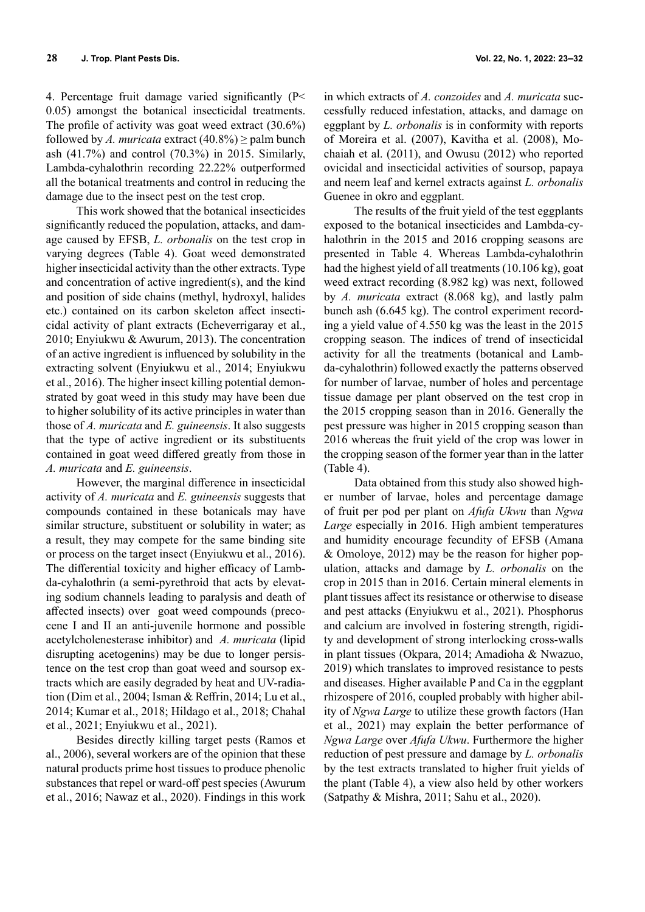4. Percentage fruit damage varied significantly ($P < 0.05$) amongst the botanical insecticidal treatments. The profile of activity was goat weed extract (30.6%) followed by *A. muricata* extract (40.8%) ≥ palm bunch ash (41.7%) and control (70.3%) in 2015. Similarly, Lambda-cyhalothrin recording 22.22% outperformed all the botanical treatments and control in reducing the damage due to the insect pest on the test crop.

This work showed that the botanical insecticides significantly reduced the population, attacks, and damage caused by EFSB, *L. orbonalis* on the test crop in varying degrees (Table 4). Goat weed demonstrated higher insecticidal activity than the other extracts. Type and concentration of active ingredient(s), and the kind and position of side chains (methyl, hydroxyl, halides etc.) contained on its carbon skeleton affect insecticidal activity of plant extracts (Echeverrigaray et al., 2010; Enyiukwu & Awurum, 2013). The concentration of an active ingredient is influenced by solubility in the extracting solvent (Enyiukwu et al., 2014; Enyiukwu et al., 2016). The higher insect killing potential demonstrated by goat weed in this study may have been due to higher solubility of its active principles in water than those of *A. muricata* and *E. guineensis*. It also suggests that the type of active ingredient or its substituents contained in goat weed differed greatly from those in *A. muricata* and *E. guineensis*.

However, the marginal difference in insecticidal activity of *A. muricata* and *E. guineensis* suggests that compounds contained in these botanicals may have similar structure, substituent or solubility in water; as a result, they may compete for the same binding site or process on the target insect (Enyiukwu et al., 2016). The differential toxicity and higher efficacy of Lambda-cyhalothrin (a semi-pyrethroid that acts by elevating sodium channels leading to paralysis and death of affected insects) over goat weed compounds (precocene I and II an anti-juvenile hormone and possible acetylcholenesterase inhibitor) and *A. muricata* (lipid disrupting acetogenins) may be due to longer persistence on the test crop than goat weed and soursop extracts which are easily degraded by heat and UV-radiation (Dim et al., 2004; Isman & Reffrin, 2014; Lu et al., 2014; Kumar et al., 2018; Hildago et al., 2018; Chahal et al., 2021; Enyiukwu et al., 2021).

Besides directly killing target pests (Ramos et al., 2006), several workers are of the opinion that these natural products prime host tissues to produce phenolic substances that repel or ward-off pest species (Awurum et al., 2016; Nawaz et al., 2020). Findings in this work in which extracts of *A. conzoides* and *A. muricata* successfully reduced infestation, attacks, and damage on eggplant by *L. orbonalis* is in conformity with reports of Moreira et al. (2007), Kavitha et al. (2008), Mochaiah et al. (2011), and Owusu (2012) who reported ovicidal and insecticidal activities of soursop, papaya and neem leaf and kernel extracts against *L. orbonalis* Guenee in okro and eggplant.

The results of the fruit yield of the test eggplants exposed to the botanical insecticides and Lambda-cyhalothrin in the 2015 and 2016 cropping seasons are presented in Table 4. Whereas Lambda-cyhalothrin had the highest yield of all treatments (10.106 kg), goat weed extract recording (8.982 kg) was next, followed by *A. muricata* extract (8.068 kg), and lastly palm bunch ash (6.645 kg). The control experiment recording a yield value of 4.550 kg was the least in the 2015 cropping season. The indices of trend of insecticidal activity for all the treatments (botanical and Lambda-cyhalothrin) followed exactly the patterns observed for number of larvae, number of holes and percentage tissue damage per plant observed on the test crop in the 2015 cropping season than in 2016. Generally the pest pressure was higher in 2015 cropping season than 2016 whereas the fruit yield of the crop was lower in the cropping season of the former year than in the latter (Table 4).

Data obtained from this study also showed higher number of larvae, holes and percentage damage of fruit per pod per plant on *Afufa Ukwu* than *Ngwa Large* especially in 2016. High ambient temperatures and humidity encourage fecundity of EFSB (Amana & Omoloye, 2012) may be the reason for higher population, attacks and damage by *L. orbonalis* on the crop in 2015 than in 2016. Certain mineral elements in plant tissues affect its resistance or otherwise to disease and pest attacks (Enyiukwu et al., 2021). Phosphorus and calcium are involved in fostering strength, rigidity and development of strong interlocking cross-walls in plant tissues (Okpara, 2014; Amadioha & Nwazuo, 2019) which translates to improved resistance to pests and diseases. Higher available P and Ca in the eggplant rhizospere of 2016, coupled probably with higher ability of *Ngwa Large* to utilize these growth factors (Han et al., 2021) may explain the better performance of *Ngwa Large* over *Afufa Ukwu*. Furthermore the higher reduction of pest pressure and damage by *L. orbonalis* by the test extracts translated to higher fruit yields of the plant (Table 4), a view also held by other workers (Satpathy & Mishra, 2011; Sahu et al., 2020).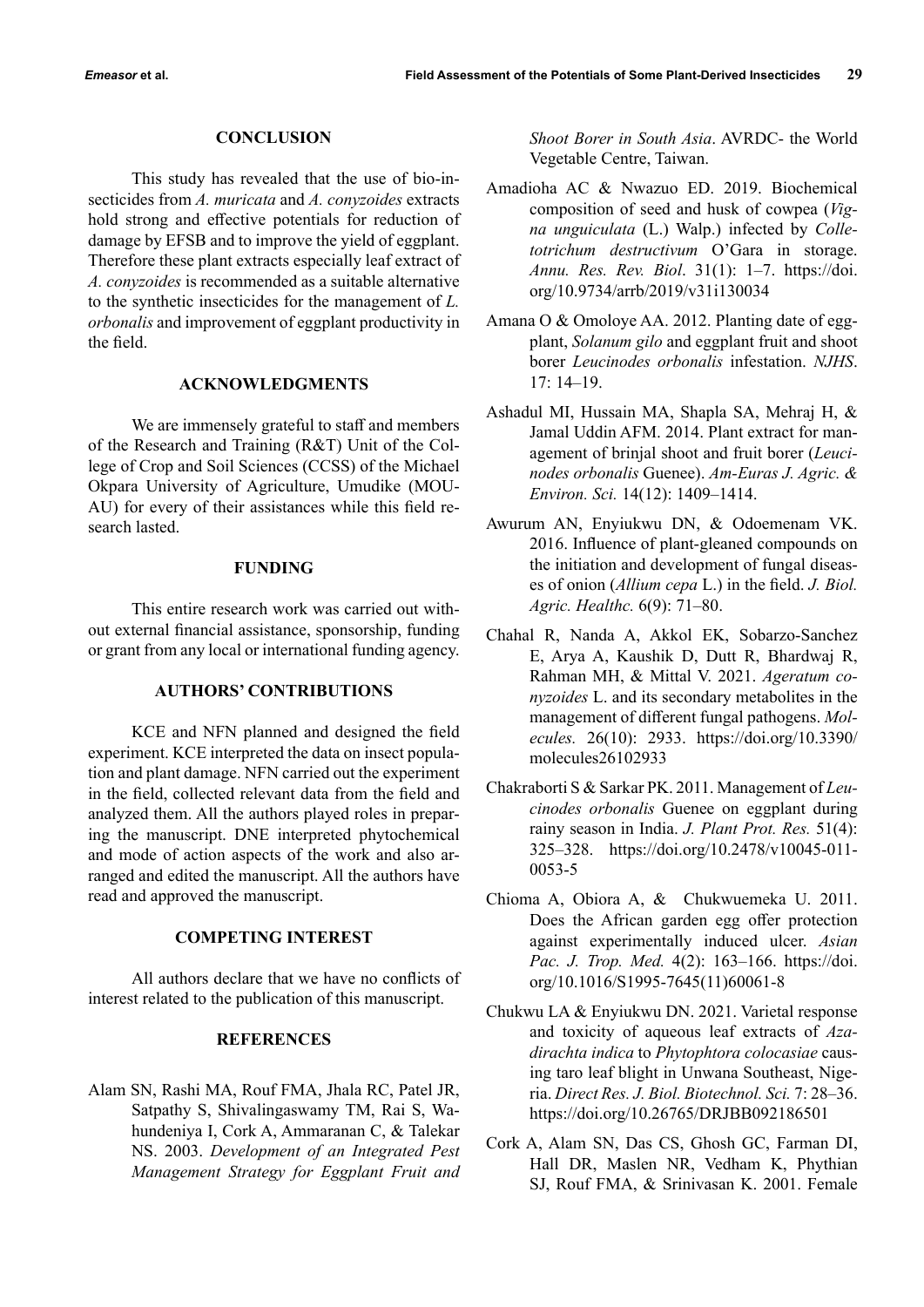## CONCLUSION

This study has revealed that the use of bio-insecticides from *A. muricata* and *A. conyzoides* extracts hold strong and effective potentials for reduction of damage by EFSB and to improve the yield of eggplant. Therefore these plant extracts especially leaf extract of *A. conyzoides* is recommended as a suitable alternative to the synthetic insecticides for the management of *L. orbonalis* and improvement of eggplant productivity in the field.

## ACKNOWLEDGMENTS

We are immensely grateful to staff and members of the Research and Training (R&T) Unit of the College of Crop and Soil Sciences (CCSS) of the Michael Okpara University of Agriculture, Umudike (MOUAU) for every of their assistances while this field research lasted.

## FUNDING

This entire research work was carried out without external financial assistance, sponsorship, funding or grant from any local or international funding agency.

## AUTHORS' CONTRIBUTIONS

KCE and NFN planned and designed the field experiment. KCE interpreted the data on insect population and plant damage. NFN carried out the experiment in the field, collected relevant data from the field and analyzed them. All the authors played roles in preparing the manuscript. DNE interpreted phytochemical and mode of action aspects of the work and also arranged and edited the manuscript. All the authors have read and approved the manuscript.

## COMPETING INTEREST

All authors declare that we have no conflicts of interest related to the publication of this manuscript.

## REFERENCES

Alam SN, Rashi MA, Rouf FMA, Jhala RC, Patel JR, Satpathy S, Shivalingaswamy TM, Rai S, Wahundeniya I, Cork A, Ammaranan C, & Talekar NS. 2003. *Development of an Integrated Pest Management Strategy for Eggplant Fruit and Shoot Borer in South Asia*. AVRDC- the World Vegetable Centre, Taiwan.

Amadioha AC & Nwazuo ED. 2019. Biochemical composition of seed and husk of cowpea (*Vigna unguiculata* (L.) Walp.) infected by *Colletotrichum destructivum* O'Gara in storage. *Annu. Res. Rev. Biol*. 31(1): 1–7. https://doi.org/10.9734/arrb/2019/v31i130034

Amana O & Omoloye AA. 2012. Planting date of eggplant, *Solanum gilo* and eggplant fruit and shoot borer *Leucinodes orbonalis* infestation. *NJHS*. 17: 14–19.

Ashadul MI, Hussain MA, Shapla SA, Mehraj H, & Jamal Uddin AFM. 2014. Plant extract for management of brinjal shoot and fruit borer (*Leucinodes orbonalis* Guenee). *Am-Euras J. Agric. & Environ. Sci.* 14(12): 1409–1414.

Awurum AN, Enyiukwu DN, & Odoemenam VK. 2016. Influence of plant-gleaned compounds on the initiation and development of fungal diseases of onion (*Allium cepa* L.) in the field. *J. Biol. Agric. Healthc.* 6(9): 71–80.

Chahal R, Nanda A, Akkol EK, Sobarzo-Sanchez E, Arya A, Kaushik D, Dutt R, Bhardwaj R, Rahman MH, & Mittal V. 2021. *Ageratum conyzoides* L. and its secondary metabolites in the management of different fungal pathogens. *Molecules.* 26(10): 2933. https://doi.org/10.3390/molecules26102933

Chakraborti S & Sarkar PK. 2011. Management of *Leucinodes orbonalis* Guenee on eggplant during rainy season in India. *J. Plant Prot. Res.* 51(4): 325–328. https://doi.org/10.2478/v10045-011-0053-5

Chioma A, Obiora A, & Chukwuemeka U. 2011. Does the African garden egg offer protection against experimentally induced ulcer. *Asian Pac. J. Trop. Med.* 4(2): 163–166. https://doi.org/10.1016/S1995-7645(11)60061-8

Chukwu LA & Enyiukwu DN. 2021. Varietal response and toxicity of aqueous leaf extracts of *Azadirachta indica* to *Phytophtora colocasiae* causing taro leaf blight in Unwana Southeast, Nigeria. *Direct Res. J. Biol. Biotechnol. Sci.* 7: 28–36. https://doi.org/10.26765/DRJBB092186501

Cork A, Alam SN, Das CS, Ghosh GC, Farman DI, Hall DR, Maslen NR, Vedham K, Phythian SJ, Rouf FMA, & Srinivasan K. 2001. Female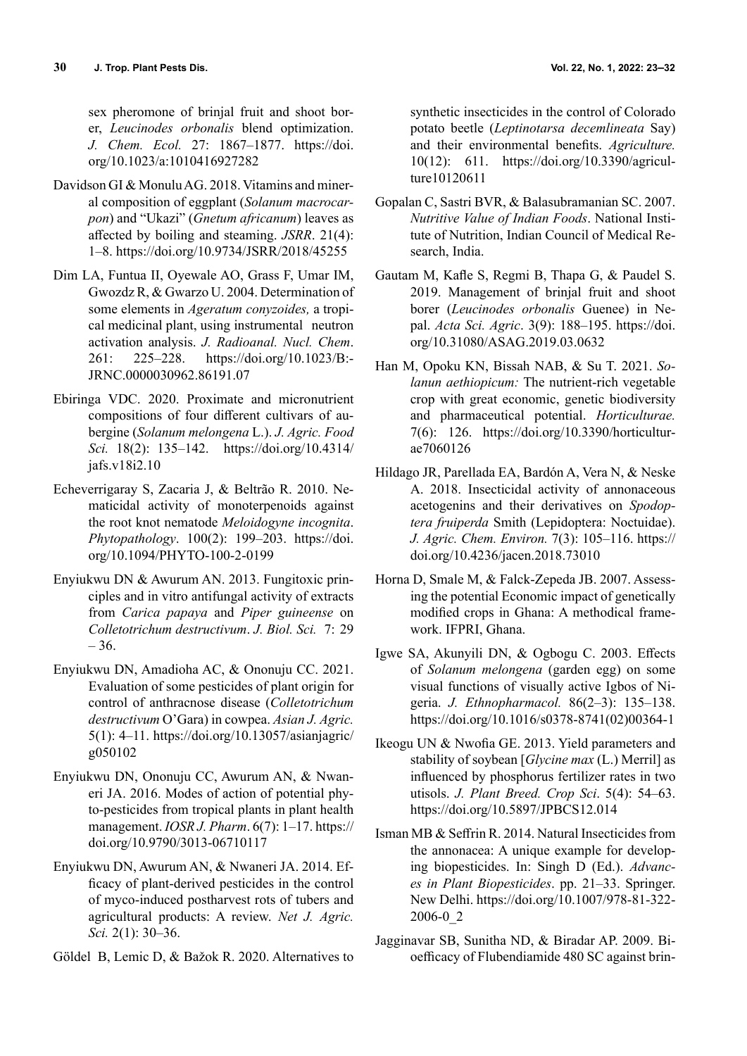sex pheromone of brinjal fruit and shoot borer, *Leucinodes orbonalis* blend optimization. *J. Chem. Ecol.* 27: 1867–1877. https://doi.org/10.1023/a:1010416927282

Davidson GI & Monulu AG. 2018. Vitamins and mineral composition of eggplant (*Solanum macrocarpon*) and "Ukazi" (*Gnetum africanum*) leaves as affected by boiling and steaming. *JSRR*. 21(4): 1–8. https://doi.org/10.9734/JSRR/2018/45255

Dim LA, Funtua II, Oyewale AO, Grass F, Umar IM, Gwozdz R, & Gwarzo U. 2004. Determination of some elements in *Ageratum conyzoides,* a tropical medicinal plant, using instrumental neutron activation analysis. *J. Radioanal. Nucl. Chem*. 261: 225–228. https://doi.org/10.1023/B:JRNC.0000030962.86191.07

Ebiringa VDC. 2020. Proximate and micronutrient compositions of four different cultivars of aubergine (*Solanum melongena* L.). *J. Agric. Food Sci.* 18(2): 135–142. https://doi.org/10.4314/jafs.v18i2.10

Echeverrigaray S, Zacaria J, & Beltrão R. 2010. Nematicidal activity of monoterpenoids against the root knot nematode *Meloidogyne incognita*. *Phytopathology*. 100(2): 199–203. https://doi.org/10.1094/PHYTO-100-2-0199

Enyiukwu DN & Awurum AN. 2013. Fungitoxic principles and in vitro antifungal activity of extracts from *Carica papaya* and *Piper guineense* on *Colletotrichum destructivum*. *J. Biol. Sci.* 7: 29 – 36.

Enyiukwu DN, Amadioha AC, & Ononuju CC. 2021. Evaluation of some pesticides of plant origin for control of anthracnose disease (*Colletotrichum destructivum* O'Gara) in cowpea. *Asian J. Agric.* 5(1): 4–11. https://doi.org/10.13057/asianjagric/g050102

Enyiukwu DN, Ononuju CC, Awurum AN, & Nwaneri JA. 2016. Modes of action of potential phyto-pesticides from tropical plants in plant health management. *IOSR J. Pharm*. 6(7): 1–17. https://doi.org/10.9790/3013-06710117

Enyiukwu DN, Awurum AN, & Nwaneri JA. 2014. Efficacy of plant-derived pesticides in the control of myco-induced postharvest rots of tubers and agricultural products: A review. *Net J. Agric. Sci.* 2(1): 30–36.

Göldel B, Lemic D, & Bažok R. 2020. Alternatives to synthetic insecticides in the control of Colorado potato beetle (*Leptinotarsa decemlineata* Say) and their environmental benefits. *Agriculture.* 10(12): 611. https://doi.org/10.3390/agriculture10120611

Gopalan C, Sastri BVR, & Balasubramanian SC. 2007. *Nutritive Value of Indian Foods*. National Institute of Nutrition, Indian Council of Medical Research, India.

Gautam M, Kafle S, Regmi B, Thapa G, & Paudel S. 2019. Management of brinjal fruit and shoot borer (*Leucinodes orbonalis* Guenee) in Nepal. *Acta Sci. Agric*. 3(9): 188–195. https://doi.org/10.31080/ASAG.2019.03.0632

Han M, Opoku KN, Bissah NAB, & Su T. 2021. *Solanun aethiopicum:* The nutrient-rich vegetable crop with great economic, genetic biodiversity and pharmaceutical potential. *Horticulturae.* 7(6): 126. https://doi.org/10.3390/horticulturae7060126

Hildago JR, Parellada EA, Bardón A, Vera N, & Neske A. 2018. Insecticidal activity of annonaceous acetogenins and their derivatives on *Spodoptera fruiperda* Smith (Lepidoptera: Noctuidae). *J. Agric. Chem. Environ.* 7(3): 105–116. https://doi.org/10.4236/jacen.2018.73010

Horna D, Smale M, & Falck-Zepeda JB. 2007. Assessing the potential Economic impact of genetically modified crops in Ghana: A methodical framework. IFPRI, Ghana.

Igwe SA, Akunyili DN, & Ogbogu C. 2003. Effects of *Solanum melongena* (garden egg) on some visual functions of visually active Igbos of Nigeria. *J. Ethnopharmacol.* 86(2–3): 135–138. https://doi.org/10.1016/s0378-8741(02)00364-1

Ikeogu UN & Nwofia GE. 2013. Yield parameters and stability of soybean [*Glycine max* (L.) Merril] as influenced by phosphorus fertilizer rates in two utisols. *J. Plant Breed. Crop Sci*. 5(4): 54–63. https://doi.org/10.5897/JPBCS12.014

Isman MB & Seffrin R. 2014. Natural Insecticides from the annonacea: A unique example for developing biopesticides. In: Singh D (Ed.). *Advances in Plant Biopesticides*. pp. 21–33. Springer. New Delhi. https://doi.org/10.1007/978-81-322-2006-0_2

Jagginavar SB, Sunitha ND, & Biradar AP. 2009. Bioefficacy of Flubendiamide 480 SC against brin-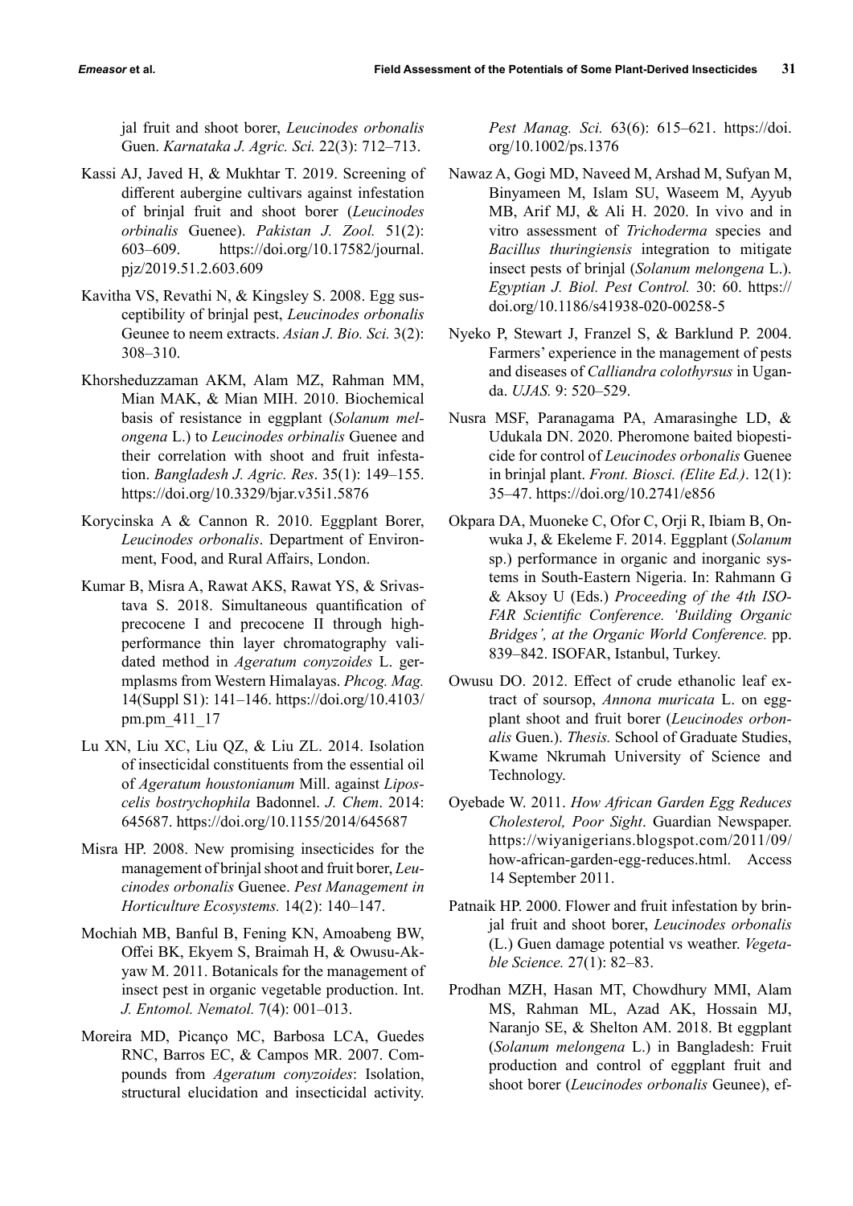jal fruit and shoot borer, *Leucinodes orbonalis* Guen. *Karnataka J. Agric. Sci.* 22(3): 712–713.

Kassi AJ, Javed H, & Mukhtar T. 2019. Screening of different aubergine cultivars against infestation of brinjal fruit and shoot borer (*Leucinodes orbinalis* Guenee). *Pakistan J. Zool.* 51(2): 603–609. https://doi.org/10.17582/journal.pjz/2019.51.2.603.609

Kavitha VS, Revathi N, & Kingsley S. 2008. Egg susceptibility of brinjal pest, *Leucinodes orbonalis* Geunee to neem extracts. *Asian J. Bio. Sci.* 3(2): 308–310.

Khorsheduzzaman AKM, Alam MZ, Rahman MM, Mian MAK, & Mian MIH. 2010. Biochemical basis of resistance in eggplant (*Solanum melongena* L.) to *Leucinodes orbinalis* Guenee and their correlation with shoot and fruit infestation. *Bangladesh J. Agric. Res*. 35(1): 149–155. https://doi.org/10.3329/bjar.v35i1.5876

Korycinska A & Cannon R. 2010. Eggplant Borer, *Leucinodes orbonalis*. Department of Environment, Food, and Rural Affairs, London.

Kumar B, Misra A, Rawat AKS, Rawat YS, & Srivastava S. 2018. Simultaneous quantification of precocene I and precocene II through high-performance thin layer chromatography validated method in *Ageratum conyzoides* L. germplasms from Western Himalayas. *Phcog. Mag.* 14(Suppl S1): 141–146. https://doi.org/10.4103/pm.pm_411_17

Lu XN, Liu XC, Liu QZ, & Liu ZL. 2014. Isolation of insecticidal constituents from the essential oil of *Ageratum houstonianum* Mill. against *Liposcelis bostrychophila* Badonnel. *J. Chem*. 2014: 645687. https://doi.org/10.1155/2014/645687

Misra HP. 2008. New promising insecticides for the management of brinjal shoot and fruit borer, *Leucinodes orbonalis* Guenee. *Pest Management in Horticulture Ecosystems.* 14(2): 140–147.

Mochiah MB, Banful B, Fening KN, Amoabeng BW, Offei BK, Ekyem S, Braimah H, & Owusu-Akyaw M. 2011. Botanicals for the management of insect pest in organic vegetable production. Int. *J. Entomol. Nematol.* 7(4): 001–013.

Moreira MD, Picanço MC, Barbosa LCA, Guedes RNC, Barros EC, & Campos MR. 2007. Compounds from *Ageratum conyzoides*: Isolation, structural elucidation and insecticidal activity. *Pest Manag. Sci.* 63(6): 615–621. https://doi.org/10.1002/ps.1376

Nawaz A, Gogi MD, Naveed M, Arshad M, Sufyan M, Binyameen M, Islam SU, Waseem M, Ayyub MB, Arif MJ, & Ali H. 2020. In vivo and in vitro assessment of *Trichoderma* species and *Bacillus thuringiensis* integration to mitigate insect pests of brinjal (*Solanum melongena* L.). *Egyptian J. Biol. Pest Control.* 30: 60. https://doi.org/10.1186/s41938-020-00258-5

Nyeko P, Stewart J, Franzel S, & Barklund P. 2004. Farmers' experience in the management of pests and diseases of *Calliandra colothyrsus* in Uganda. *UJAS.* 9: 520–529.

Nusra MSF, Paranagama PA, Amarasinghe LD, & Udukala DN. 2020. Pheromone baited biopesticide for control of *Leucinodes orbonalis* Guenee in brinjal plant. *Front. Biosci. (Elite Ed.)*. 12(1): 35–47. https://doi.org/10.2741/e856

Okpara DA, Muoneke C, Ofor C, Orji R, Ibiam B, Onwuka J, & Ekeleme F. 2014. Eggplant (*Solanum* sp.) performance in organic and inorganic systems in South-Eastern Nigeria. In: Rahmann G & Aksoy U (Eds.) *Proceeding of the 4th ISOFAR Scientific Conference. 'Building Organic Bridges', at the Organic World Conference.* pp. 839–842. ISOFAR, Istanbul, Turkey.

Owusu DO. 2012. Effect of crude ethanolic leaf extract of soursop, *Annona muricata* L. on eggplant shoot and fruit borer (*Leucinodes orbonalis* Guen.). *Thesis.* School of Graduate Studies, Kwame Nkrumah University of Science and Technology.

Oyebade W. 2011. *How African Garden Egg Reduces Cholesterol, Poor Sight*. Guardian Newspaper. https://wiyanigerians.blogspot.com/2011/09/how-african-garden-egg-reduces.html. Access 14 September 2011.

Patnaik HP. 2000. Flower and fruit infestation by brinjal fruit and shoot borer, *Leucinodes orbonalis* (L.) Guen damage potential vs weather. *Vegetable Science.* 27(1): 82–83.

Prodhan MZH, Hasan MT, Chowdhury MMI, Alam MS, Rahman ML, Azad AK, Hossain MJ, Naranjo SE, & Shelton AM. 2018. Bt eggplant (*Solanum melongena* L.) in Bangladesh: Fruit production and control of eggplant fruit and shoot borer (*Leucinodes orbonalis* Geunee), ef-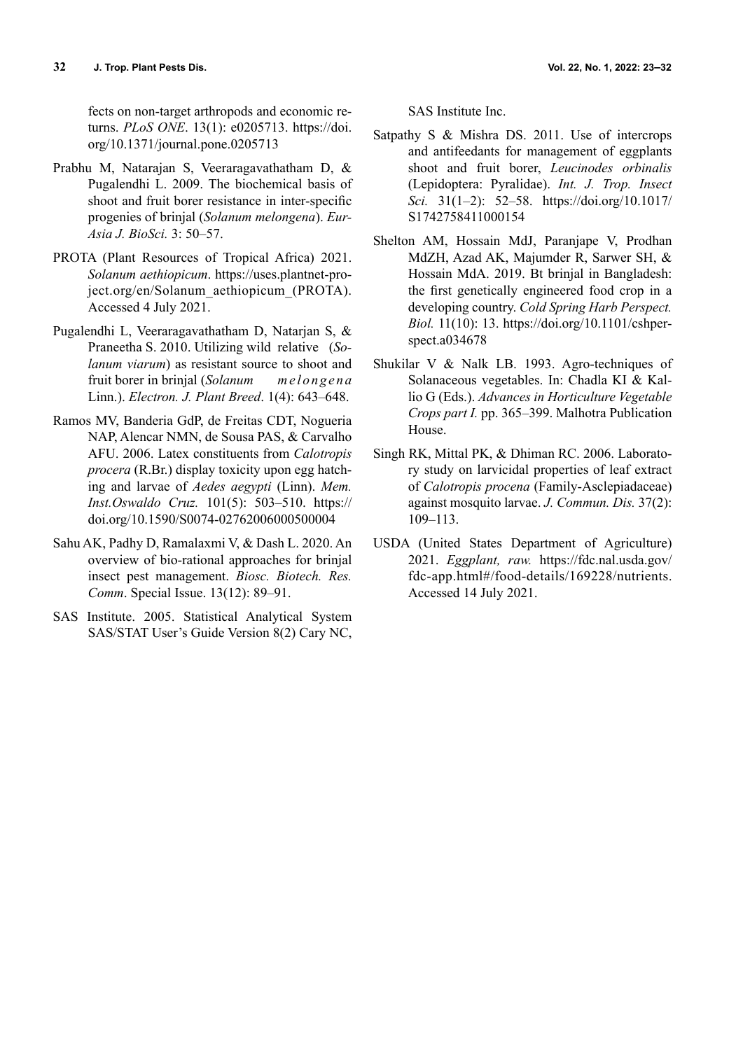fects on non-target arthropods and economic returns. *PLoS ONE*. 13(1): e0205713. https://doi.org/10.1371/journal.pone.0205713

Prabhu M, Natarajan S, Veeraragavathatham D, & Pugalendhi L. 2009. The biochemical basis of shoot and fruit borer resistance in inter-specific progenies of brinjal (*Solanum melongena*). *Eur-Asia J. BioSci.* 3: 50–57.

PROTA (Plant Resources of Tropical Africa) 2021. *Solanum aethiopicum*. https://uses.plantnet-project.org/en/Solanum_aethiopicum_(PROTA). Accessed 4 July 2021.

Pugalendhi L, Veeraragavathatham D, Natarjan S, & Praneetha S. 2010. Utilizing wild relative (*Solanum viarum*) as resistant source to shoot and fruit borer in brinjal (*Solanum melongena* Linn.). *Electron. J. Plant Breed*. 1(4): 643–648.

Ramos MV, Banderia GdP, de Freitas CDT, Nogueria NAP, Alencar NMN, de Sousa PAS, & Carvalho AFU. 2006. Latex constituents from *Calotropis procera* (R.Br.) display toxicity upon egg hatching and larvae of *Aedes aegypti* (Linn). *Mem. Inst.Oswaldo Cruz.* 101(5): 503–510. https://doi.org/10.1590/S0074-02762006000500004

Sahu AK, Padhy D, Ramalaxmi V, & Dash L. 2020. An overview of bio-rational approaches for brinjal insect pest management. *Biosc. Biotech. Res. Comm*. Special Issue. 13(12): 89–91.

SAS Institute. 2005. Statistical Analytical System SAS/STAT User's Guide Version 8(2) Cary NC, SAS Institute Inc.

Satpathy S & Mishra DS. 2011. Use of intercrops and antifeedants for management of eggplants shoot and fruit borer, *Leucinodes orbinalis* (Lepidoptera: Pyralidae). *Int. J. Trop. Insect Sci.* 31(1–2): 52–58. https://doi.org/10.1017/S1742758411000154

Shelton AM, Hossain MdJ, Paranjape V, Prodhan MdZH, Azad AK, Majumder R, Sarwer SH, & Hossain MdA. 2019. Bt brinjal in Bangladesh: the first genetically engineered food crop in a developing country. *Cold Spring Harb Perspect. Biol.* 11(10): 13. https://doi.org/10.1101/cshperspect.a034678

Shukilar V & Nalk LB. 1993. Agro-techniques of Solanaceous vegetables. In: Chadla KI & Kallio G (Eds.). *Advances in Horticulture Vegetable Crops part I.* pp. 365–399. Malhotra Publication House.

Singh RK, Mittal PK, & Dhiman RC. 2006. Laboratory study on larvicidal properties of leaf extract of *Calotropis procena* (Family-Asclepiadaceae) against mosquito larvae. *J. Commun. Dis.* 37(2): 109–113.

USDA (United States Department of Agriculture) 2021. *Eggplant, raw.* https://fdc.nal.usda.gov/fdc-app.html#/food-details/169228/nutrients. Accessed 14 July 2021.